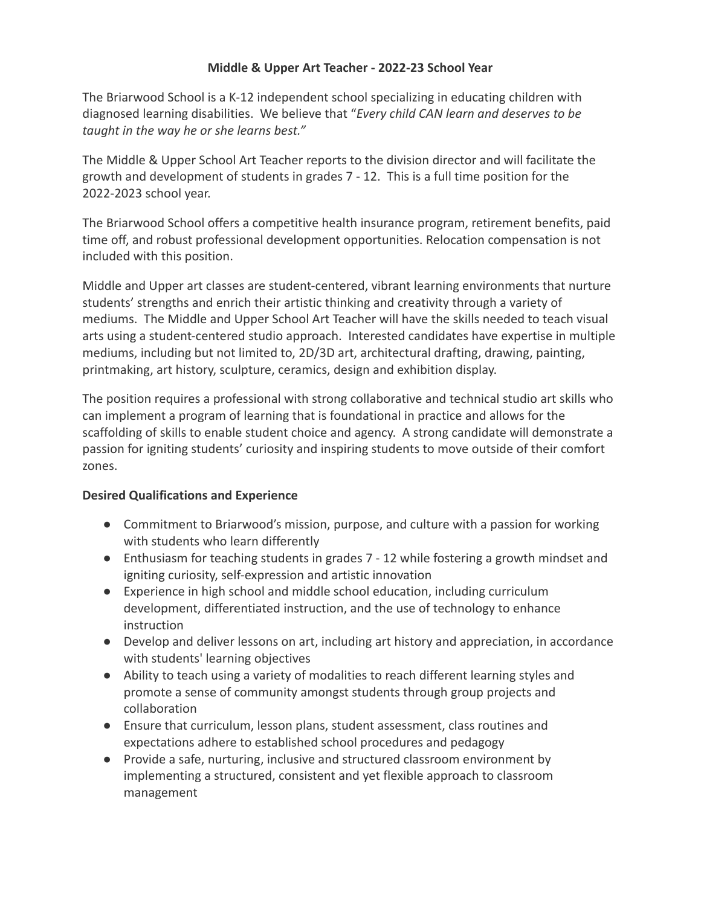# Middle & Upper Art Teacher - 2022-23 School Year

The Briarwood School is a K-12 independent school specializing in educating children with diagnosed learning disabilities. We believe that "*Every child CAN learn and deserves to be taught in the way he or she learns best.*"

The Middle & Upper School Art Teacher reports to the division director and will facilitate the growth and development of students in grades 7 - 12. This is a full time position for the 2022-2023 school year.

The Briarwood School offers a competitive health insurance program, retirement benefits, paid time off, and robust professional development opportunities. Relocation compensation is not included with this position.

Middle and Upper art classes are student-centered, vibrant learning environments that nurture students' strengths and enrich their artistic thinking and creativity through a variety of mediums. The Middle and Upper School Art Teacher will have the skills needed to teach visual arts using a student-centered studio approach. Interested candidates have expertise in multiple mediums, including but not limited to, 2D/3D art, architectural drafting, drawing, painting, printmaking, art history, sculpture, ceramics, design and exhibition display.

The position requires a professional with strong collaborative and technical studio art skills who can implement a program of learning that is foundational in practice and allows for the scaffolding of skills to enable student choice and agency. A strong candidate will demonstrate a passion for igniting students' curiosity and inspiring students to move outside of their comfort zones.

## Desired Qualifications and Experience

- Commitment to Briarwood's mission, purpose, and culture with a passion for working with students who learn differently
- Enthusiasm for teaching students in grades 7 - 12 while fostering a growth mindset and igniting curiosity, self-expression and artistic innovation
- Experience in high school and middle school education, including curriculum development, differentiated instruction, and the use of technology to enhance instruction
- Develop and deliver lessons on art, including art history and appreciation, in accordance with students' learning objectives
- Ability to teach using a variety of modalities to reach different learning styles and promote a sense of community amongst students through group projects and collaboration
- Ensure that curriculum, lesson plans, student assessment, class routines and expectations adhere to established school procedures and pedagogy
- Provide a safe, nurturing, inclusive and structured classroom environment by implementing a structured, consistent and yet flexible approach to classroom management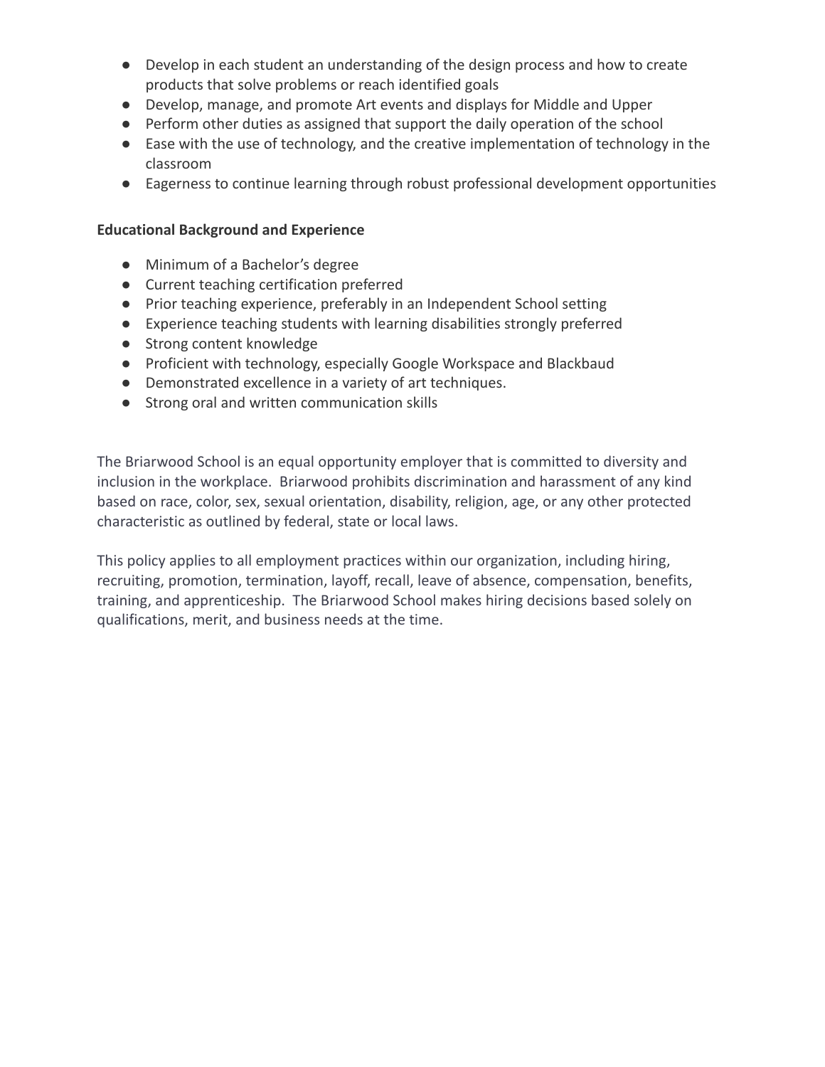- Develop in each student an understanding of the design process and how to create products that solve problems or reach identified goals
- Develop, manage, and promote Art events and displays for Middle and Upper
- Perform other duties as assigned that support the daily operation of the school
- Ease with the use of technology, and the creative implementation of technology in the classroom
- Eagerness to continue learning through robust professional development opportunities

**Educational Background and Experience**

- Minimum of a Bachelor's degree
- Current teaching certification preferred
- Prior teaching experience, preferably in an Independent School setting
- Experience teaching students with learning disabilities strongly preferred
- Strong content knowledge
- Proficient with technology, especially Google Workspace and Blackbaud
- Demonstrated excellence in a variety of art techniques.
- Strong oral and written communication skills

The Briarwood School is an equal opportunity employer that is committed to diversity and inclusion in the workplace. Briarwood prohibits discrimination and harassment of any kind based on race, color, sex, sexual orientation, disability, religion, age, or any other protected characteristic as outlined by federal, state or local laws.

This policy applies to all employment practices within our organization, including hiring, recruiting, promotion, termination, layoff, recall, leave of absence, compensation, benefits, training, and apprenticeship. The Briarwood School makes hiring decisions based solely on qualifications, merit, and business needs at the time.